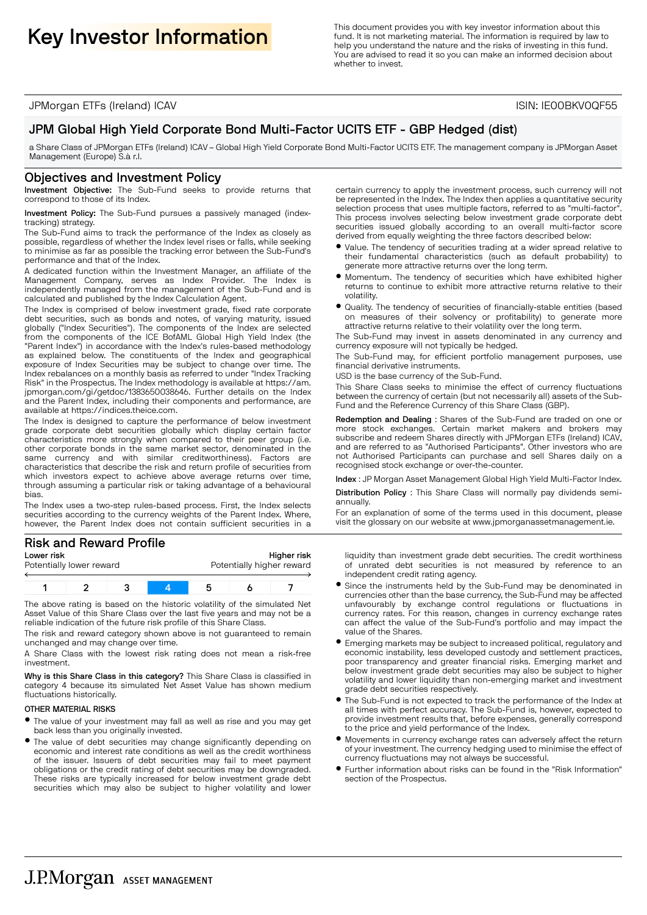# Key Investor Information

This document provides you with key investor information about this fund. It is not marketing material. The information is required by law to help you understand the nature and the risks of investing in this fund. You are advised to read it so you can make an informed decision about whether to invest.

JPMorgan ETFs (Ireland) ICAV

ISIN: IE00BKV0QF55

## JPM Global High Yield Corporate Bond Multi-Factor UCITS ETF - GBP Hedged (dist)

a Share Class of JPMorgan ETFs (Ireland) ICAV – Global High Yield Corporate Bond Multi-Factor UCITS ETF. The management company is JPMorgan Asset Management (Europe) S.à r.l.

## Objectives and Investment Policy

**Investment Objective:** The Sub-Fund seeks to provide returns that correspond to those of its Index.

**Investment Policy:** The Sub-Fund pursues a passively managed (index-tracking) strategy.

The Sub-Fund aims to track the performance of the Index as closely as possible, regardless of whether the Index level rises or falls, while seeking to minimise as far as possible the tracking error between the Sub-Fund's performance and that of the Index.

A dedicated function within the Investment Manager, an affiliate of the Management Company, serves as Index Provider. The Index is independently managed from the management of the Sub-Fund and is calculated and published by the Index Calculation Agent.

The Index is comprised of below investment grade, fixed rate corporate debt securities, such as bonds and notes, of varying maturity, issued globally ("Index Securities"). The components of the Index are selected from the components of the ICE BofAML Global High Yield Index (the "Parent Index") in accordance with the Index's rules-based methodology as explained below. The constituents of the Index and geographical exposure of Index Securities may be subject to change over time. The Index rebalances on a monthly basis as referred to under "Index Tracking Risk" in the Prospectus. The Index methodology is available at https://am.jpmorgan.com/gi/getdoc/1383650038646. Further details on the Index and the Parent Index, including their components and performance, are available at https://indices.theice.com.

The Index is designed to capture the performance of below investment grade corporate debt securities globally which display certain factor characteristics more strongly when compared to their peer group (i.e. other corporate bonds in the same market sector, denominated in the same currency and with similar creditworthiness). Factors are characteristics that describe the risk and return profile of securities from which investors expect to achieve above average returns over time, through assuming a particular risk or taking advantage of a behavioural bias.

The Index uses a two-step rules-based process. First, the Index selects securities according to the currency weights of the Parent Index. Where, however, the Parent Index does not contain sufficient securities in a certain currency to apply the investment process, such currency will not be represented in the Index. The Index then applies a quantitative security selection process that uses multiple factors, referred to as "multi-factor". This process involves selecting below investment grade corporate debt securities issued globally according to an overall multi-factor score derived from equally weighting the three factors described below:

- Value. The tendency of securities trading at a wider spread relative to their fundamental characteristics (such as default probability) to generate more attractive returns over the long term.
- Momentum. The tendency of securities which have exhibited higher returns to continue to exhibit more attractive returns relative to their volatility.
- Quality. The tendency of securities of financially-stable entities (based on measures of their solvency or profitability) to generate more attractive returns relative to their volatility over the long term.

The Sub-Fund may invest in assets denominated in any currency and currency exposure will not typically be hedged.

The Sub-Fund may, for efficient portfolio management purposes, use financial derivative instruments.

USD is the base currency of the Sub-Fund.

This Share Class seeks to minimise the effect of currency fluctuations between the currency of certain (but not necessarily all) assets of the Sub-Fund and the Reference Currency of this Share Class (GBP).

**Redemption and Dealing** : Shares of the Sub-Fund are traded on one or more stock exchanges. Certain market makers and brokers may subscribe and redeem Shares directly with JPMorgan ETFs (Ireland) ICAV, and are referred to as "Authorised Participants". Other investors who are not Authorised Participants can purchase and sell Shares daily on a recognised stock exchange or over-the-counter.

**Index** : JP Morgan Asset Management Global High Yield Multi-Factor Index.

**Distribution Policy** : This Share Class will normally pay dividends semi-annually.

For an explanation of some of the terms used in this document, please visit the glossary on our website at www.jpmorganassetmanagement.ie.

## Risk and Reward Profile

**Lower risk** Potentially lower reward — **Higher risk** Potentially higher reward

| 1 | 2 | 3 | **4** | 5 | 6 | 7 |
|---|---|---|---|---|---|---|

The above rating is based on the historic volatility of the simulated Net Asset Value of this Share Class over the last five years and may not be a reliable indication of the future risk profile of this Share Class.

The risk and reward category shown above is not guaranteed to remain unchanged and may change over time.

A Share Class with the lowest risk rating does not mean a risk-free investment.

**Why is this Share Class in this category?** This Share Class is classified in category 4 because its simulated Net Asset Value has shown medium fluctuations historically.

### OTHER MATERIAL RISKS

- The value of your investment may fall as well as rise and you may get back less than you originally invested.
- The value of debt securities may change significantly depending on economic and interest rate conditions as well as the credit worthiness of the issuer. Issuers of debt securities may fail to meet payment obligations or the credit rating of debt securities may be downgraded. These risks are typically increased for below investment grade debt securities which may also be subject to higher volatility and lower liquidity than investment grade debt securities. The credit worthiness of unrated debt securities is not measured by reference to an independent credit rating agency.
- Since the instruments held by the Sub-Fund may be denominated in currencies other than the base currency, the Sub-Fund may be affected unfavourably by exchange control regulations or fluctuations in currency rates. For this reason, changes in currency exchange rates can affect the value of the Sub-Fund's portfolio and may impact the value of the Shares.
- Emerging markets may be subject to increased political, regulatory and economic instability, less developed custody and settlement practices, poor transparency and greater financial risks. Emerging market and below investment grade debt securities may also be subject to higher volatility and lower liquidity than non-emerging market and investment grade debt securities respectively.
- The Sub-Fund is not expected to track the performance of the Index at all times with perfect accuracy. The Sub-Fund is, however, expected to provide investment results that, before expenses, generally correspond to the price and yield performance of the Index.
- Movements in currency exchange rates can adversely affect the return of your investment. The currency hedging used to minimise the effect of currency fluctuations may not always be successful.
- Further information about risks can be found in the "Risk Information" section of the Prospectus.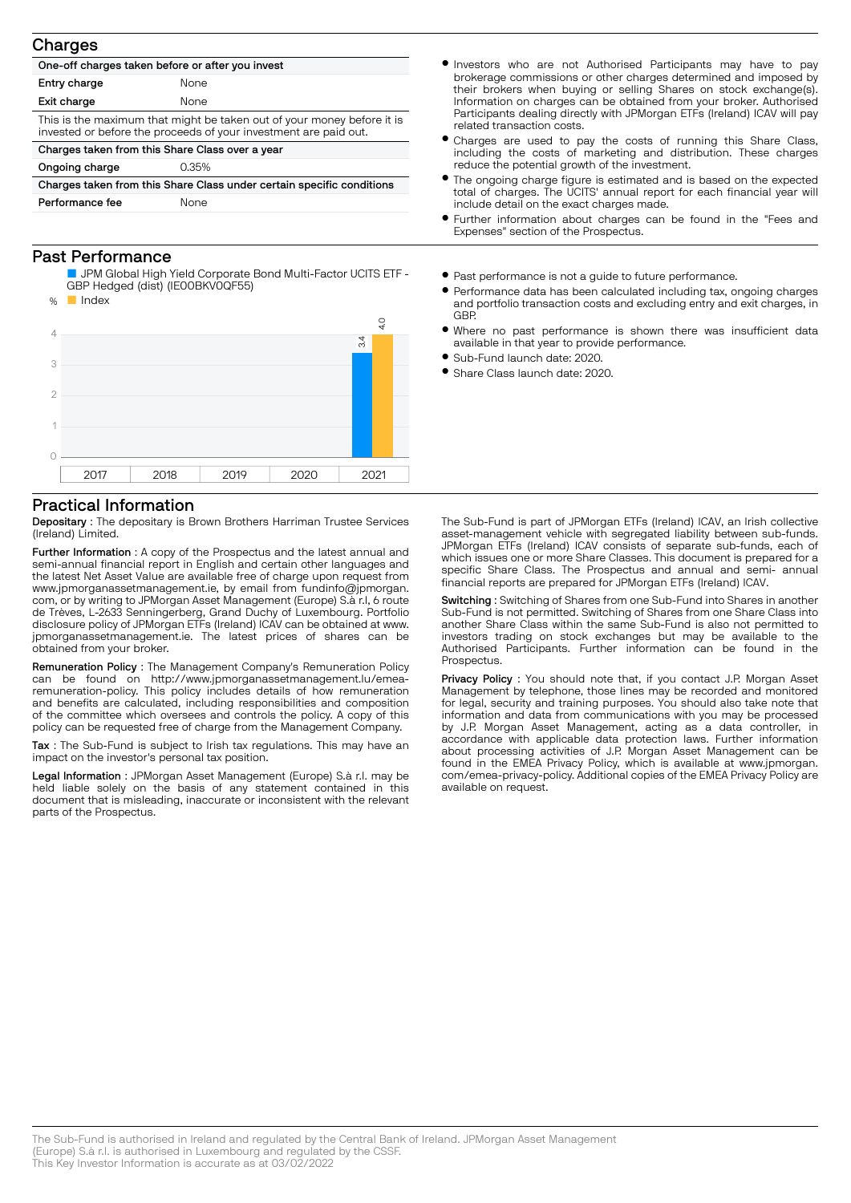## Charges

| One-off charges taken before or after you invest | |
|---|---|
| Entry charge | None |
| Exit charge | None |
| This is the maximum that might be taken out of your money before it is invested or before the proceeds of your investment are paid out. | |
| **Charges taken from this Share Class over a year** | |
| Ongoing charge | 0.35% |
| **Charges taken from this Share Class under certain specific conditions** | |
| Performance fee | None |

- Investors who are not Authorised Participants may have to pay brokerage commissions or other charges determined and imposed by their brokers when buying or selling Shares on stock exchange(s). Information on charges can be obtained from your broker. Authorised Participants dealing directly with JPMorgan ETFs (Ireland) ICAV will pay related transaction costs.
- Charges are used to pay the costs of running this Share Class, including the costs of marketing and distribution. These charges reduce the potential growth of the investment.
- The ongoing charge figure is estimated and is based on the expected total of charges. The UCITS' annual report for each financial year will include detail on the exact charges made.
- Further information about charges can be found in the "Fees and Expenses" section of the Prospectus.

## Past Performance

JPM Global High Yield Corporate Bond Multi-Factor UCITS ETF - GBP Hedged (dist) (IE00BKV0QF55)

Index

%

4
3
2
1
0

3.4
4.0

2017
2018
2019
2020
2021

- Past performance is not a guide to future performance.
- Performance data has been calculated including tax, ongoing charges and portfolio transaction costs and excluding entry and exit charges, in GBP.
- Where no past performance is shown there was insufficient data available in that year to provide performance.
- Sub-Fund launch date: 2020.
- Share Class launch date: 2020.

## Practical Information

**Depositary** : The depositary is Brown Brothers Harriman Trustee Services (Ireland) Limited.

**Further Information** : A copy of the Prospectus and the latest annual and semi-annual financial report in English and certain other languages and the latest Net Asset Value are available free of charge upon request from www.jpmorganassetmanagement.ie, by email from fundinfo@jpmorgan.com, or by writing to JPMorgan Asset Management (Europe) S.à r.l, 6 route de Trèves, L-2633 Senningerberg, Grand Duchy of Luxembourg. Portfolio disclosure policy of JPMorgan ETFs (Ireland) ICAV can be obtained at www.jpmorganassetmanagement.ie. The latest prices of shares can be obtained from your broker.

**Remuneration Policy** : The Management Company's Remuneration Policy can be found on http://www.jpmorganassetmanagement.lu/emea-remuneration-policy. This policy includes details of how remuneration and benefits are calculated, including responsibilities and composition of the committee which oversees and controls the policy. A copy of this policy can be requested free of charge from the Management Company.

**Tax** : The Sub-Fund is subject to Irish tax regulations. This may have an impact on the investor's personal tax position.

**Legal Information** : JPMorgan Asset Management (Europe) S.à r.l. may be held liable solely on the basis of any statement contained in this document that is misleading, inaccurate or inconsistent with the relevant parts of the Prospectus.

The Sub-Fund is part of JPMorgan ETFs (Ireland) ICAV, an Irish collective asset-management vehicle with segregated liability between sub-funds. JPMorgan ETFs (Ireland) ICAV consists of separate sub-funds, each of which issues one or more Share Classes. This document is prepared for a specific Share Class. The Prospectus and annual and semi- annual financial reports are prepared for JPMorgan ETFs (Ireland) ICAV.

**Switching** : Switching of Shares from one Sub-Fund into Shares in another Sub-Fund is not permitted. Switching of Shares from one Share Class into another Share Class within the same Sub-Fund is also not permitted to investors trading on stock exchanges but may be available to the Authorised Participants. Further information can be found in the Prospectus.

**Privacy Policy** : You should note that, if you contact J.P. Morgan Asset Management by telephone, those lines may be recorded and monitored for legal, security and training purposes. You should also take note that information and data from communications with you may be processed by J.P. Morgan Asset Management, acting as a data controller, in accordance with applicable data protection laws. Further information about processing activities of J.P. Morgan Asset Management can be found in the EMEA Privacy Policy, which is available at www.jpmorgan.com/emea-privacy-policy. Additional copies of the EMEA Privacy Policy are available on request.

The Sub-Fund is authorised in Ireland and regulated by the Central Bank of Ireland. JPMorgan Asset Management (Europe) S.à r.l. is authorised in Luxembourg and regulated by the CSSF.
This Key Investor Information is accurate as at 03/02/2022